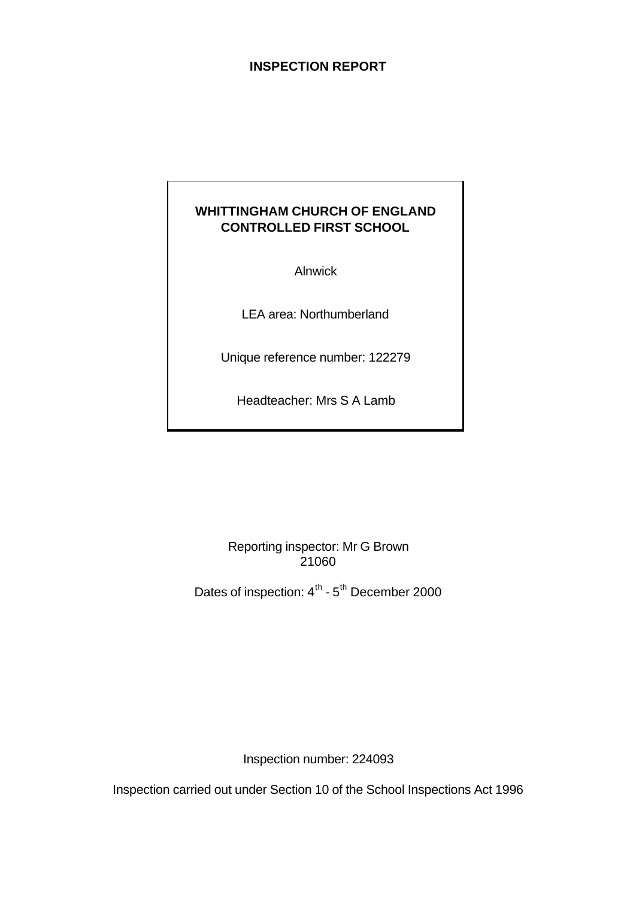**INSPECTION REPORT**

**WHITTINGHAM CHURCH OF ENGLAND CONTROLLED FIRST SCHOOL**

Alnwick

LEA area: Northumberland

Unique reference number: 122279

Headteacher: Mrs S A Lamb

Reporting inspector: Mr G Brown
21060

Dates of inspection: 4th - 5th December 2000

Inspection number: 224093

Inspection carried out under Section 10 of the School Inspections Act 1996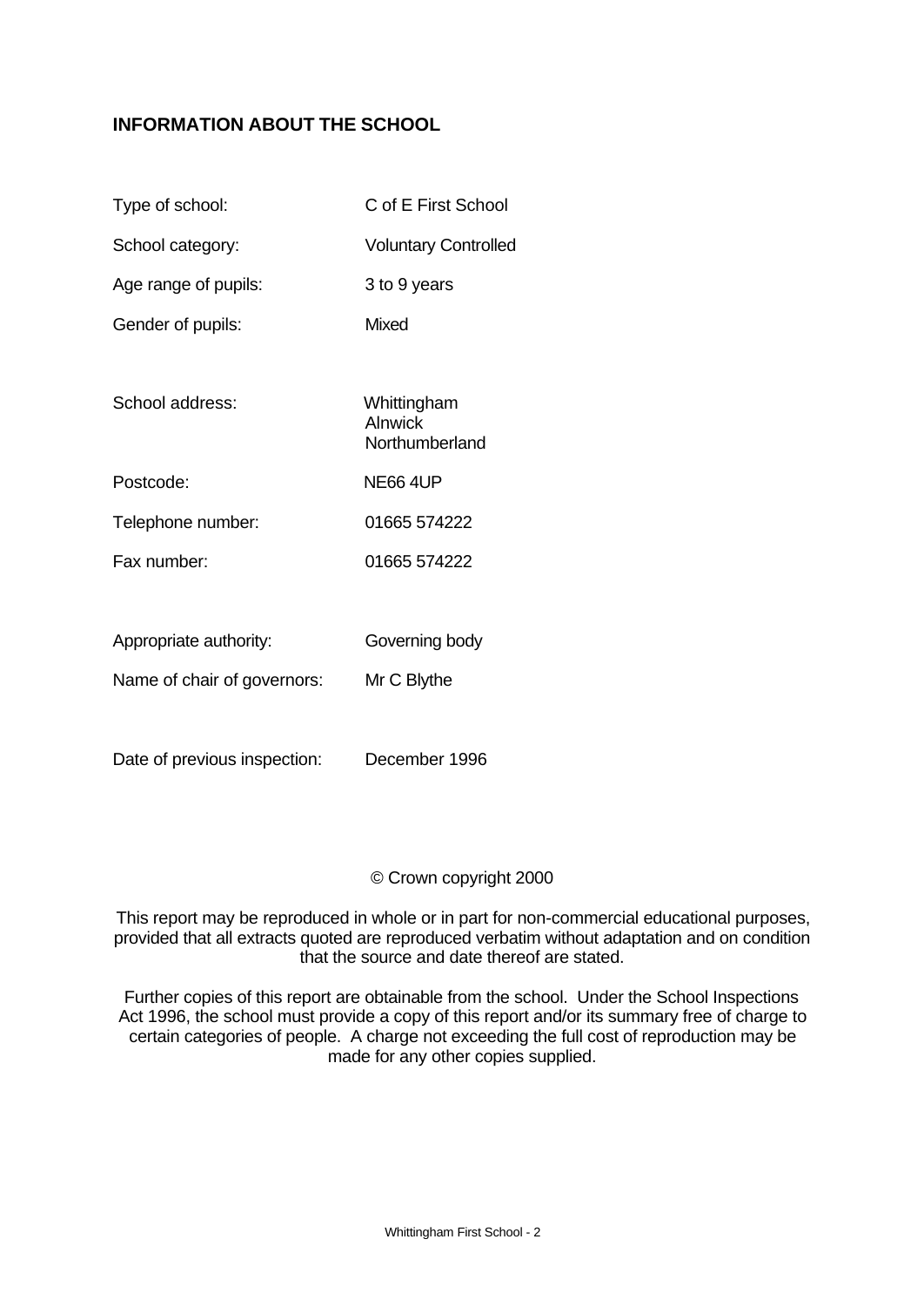## INFORMATION ABOUT THE SCHOOL

| | |
|---|---|
| Type of school: | C of E First School |
| School category: | Voluntary Controlled |
| Age range of pupils: | 3 to 9 years |
| Gender of pupils: | Mixed |
| School address: | Whittingham<br>Alnwick<br>Northumberland |
| Postcode: | NE66 4UP |
| Telephone number: | 01665 574222 |
| Fax number: | 01665 574222 |
| Appropriate authority: | Governing body |
| Name of chair of governors: | Mr C Blythe |
| Date of previous inspection: | December 1996 |

© Crown copyright 2000

This report may be reproduced in whole or in part for non-commercial educational purposes, provided that all extracts quoted are reproduced verbatim without adaptation and on condition that the source and date thereof are stated.

Further copies of this report are obtainable from the school. Under the School Inspections Act 1996, the school must provide a copy of this report and/or its summary free of charge to certain categories of people. A charge not exceeding the full cost of reproduction may be made for any other copies supplied.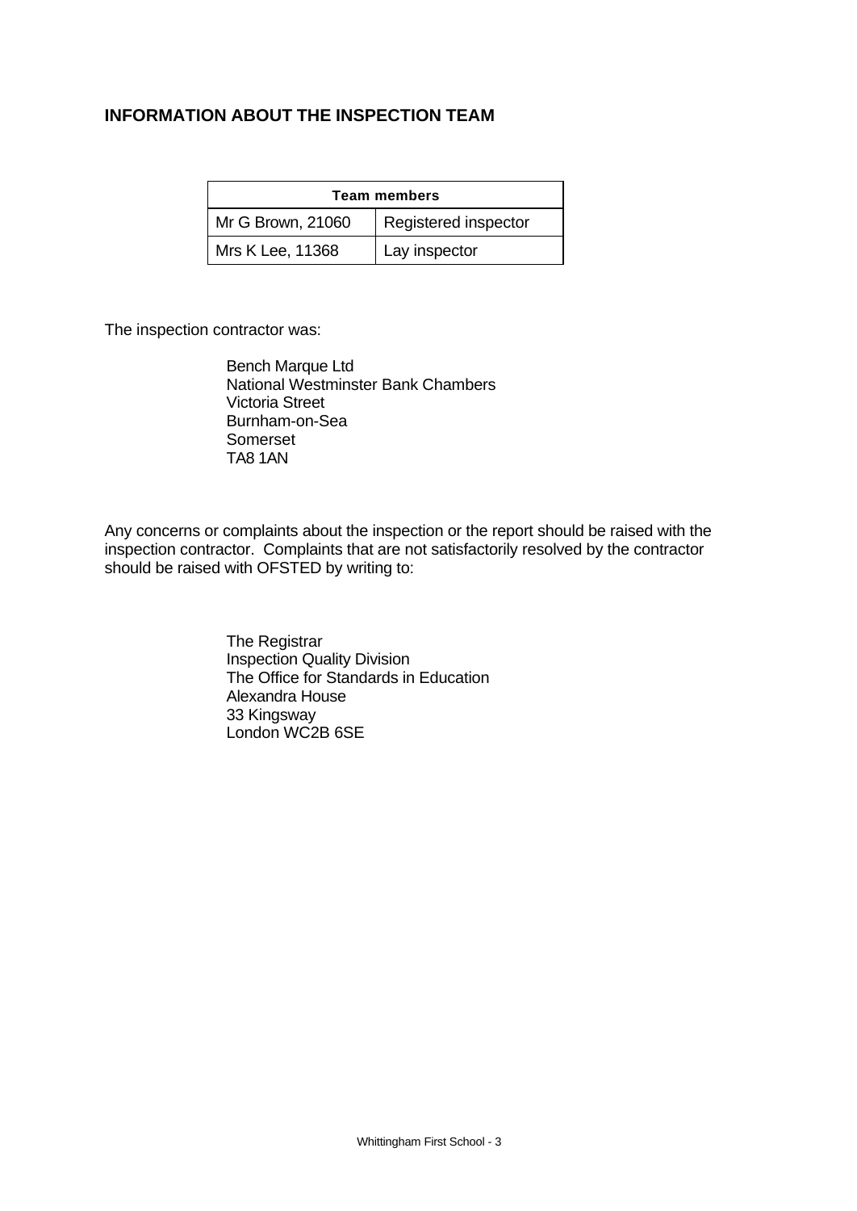## INFORMATION ABOUT THE INSPECTION TEAM

| Team members | |
|---|---|
| Mr G Brown, 21060 | Registered inspector |
| Mrs K Lee, 11368 | Lay inspector |

The inspection contractor was:

Bench Marque Ltd
National Westminster Bank Chambers
Victoria Street
Burnham-on-Sea
Somerset
TA8 1AN

Any concerns or complaints about the inspection or the report should be raised with the inspection contractor. Complaints that are not satisfactorily resolved by the contractor should be raised with OFSTED by writing to:

The Registrar
Inspection Quality Division
The Office for Standards in Education
Alexandra House
33 Kingsway
London WC2B 6SE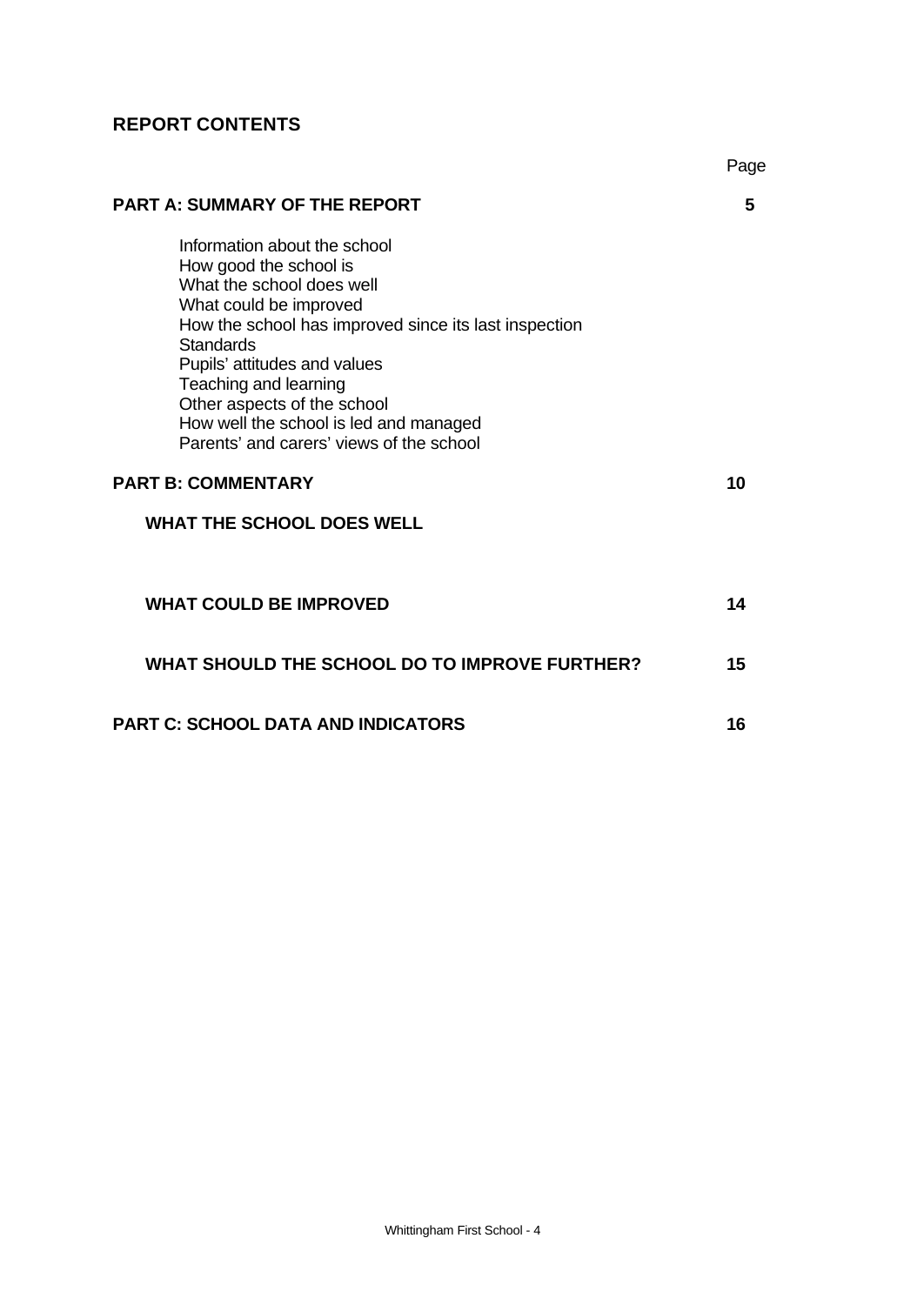## REPORT CONTENTS

| | Page |
|---|---|
| **PART A: SUMMARY OF THE REPORT** | **5** |
| Information about the school<br>How good the school is<br>What the school does well<br>What could be improved<br>How the school has improved since its last inspection<br>Standards<br>Pupils' attitudes and values<br>Teaching and learning<br>Other aspects of the school<br>How well the school is led and managed<br>Parents' and carers' views of the school | |
| **PART B: COMMENTARY** | **10** |
| **WHAT THE SCHOOL DOES WELL** | |
| **WHAT COULD BE IMPROVED** | **14** |
| **WHAT SHOULD THE SCHOOL DO TO IMPROVE FURTHER?** | **15** |
| **PART C: SCHOOL DATA AND INDICATORS** | **16** |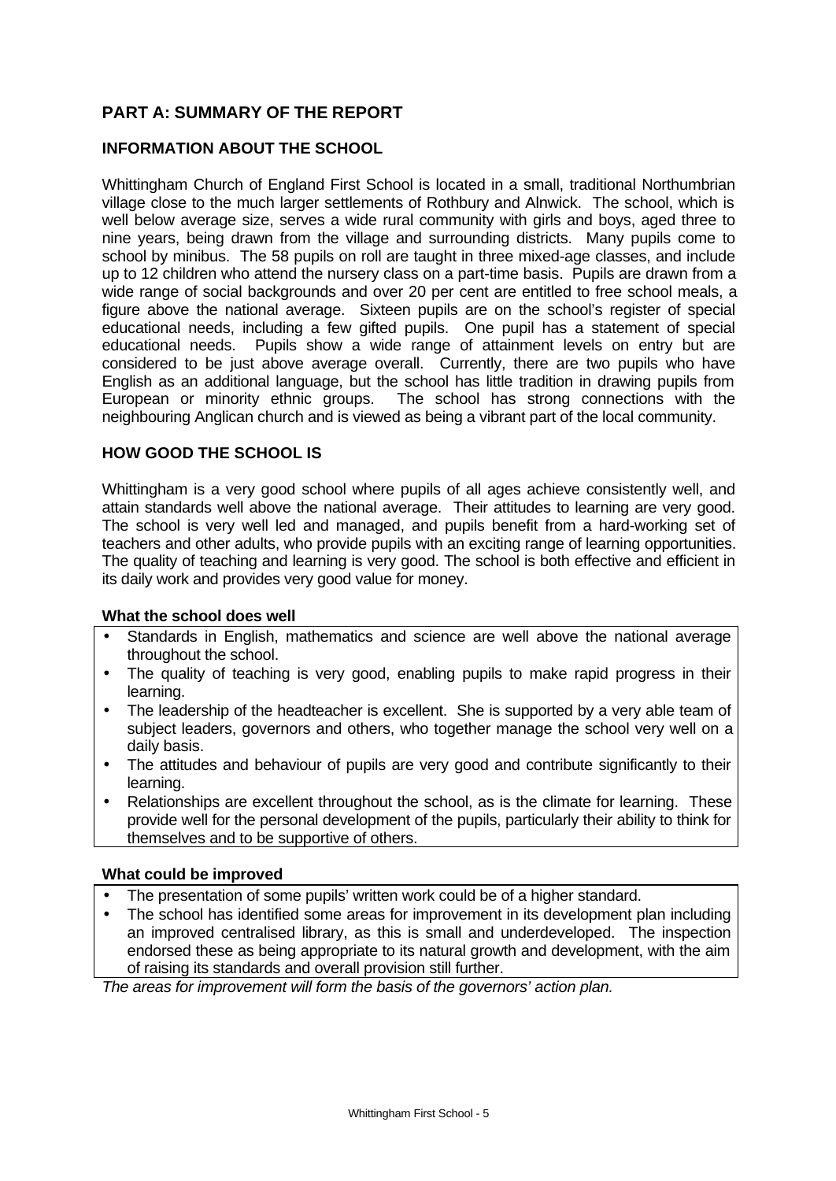## PART A: SUMMARY OF THE REPORT

### INFORMATION ABOUT THE SCHOOL

Whittingham Church of England First School is located in a small, traditional Northumbrian village close to the much larger settlements of Rothbury and Alnwick. The school, which is well below average size, serves a wide rural community with girls and boys, aged three to nine years, being drawn from the village and surrounding districts. Many pupils come to school by minibus. The 58 pupils on roll are taught in three mixed-age classes, and include up to 12 children who attend the nursery class on a part-time basis. Pupils are drawn from a wide range of social backgrounds and over 20 per cent are entitled to free school meals, a figure above the national average. Sixteen pupils are on the school's register of special educational needs, including a few gifted pupils. One pupil has a statement of special educational needs. Pupils show a wide range of attainment levels on entry but are considered to be just above average overall. Currently, there are two pupils who have English as an additional language, but the school has little tradition in drawing pupils from European or minority ethnic groups. The school has strong connections with the neighbouring Anglican church and is viewed as being a vibrant part of the local community.

### HOW GOOD THE SCHOOL IS

Whittingham is a very good school where pupils of all ages achieve consistently well, and attain standards well above the national average. Their attitudes to learning are very good. The school is very well led and managed, and pupils benefit from a hard-working set of teachers and other adults, who provide pupils with an exciting range of learning opportunities. The quality of teaching and learning is very good. The school is both effective and efficient in its daily work and provides very good value for money.

**What the school does well**

- Standards in English, mathematics and science are well above the national average throughout the school.
- The quality of teaching is very good, enabling pupils to make rapid progress in their learning.
- The leadership of the headteacher is excellent. She is supported by a very able team of subject leaders, governors and others, who together manage the school very well on a daily basis.
- The attitudes and behaviour of pupils are very good and contribute significantly to their learning.
- Relationships are excellent throughout the school, as is the climate for learning. These provide well for the personal development of the pupils, particularly their ability to think for themselves and to be supportive of others.

**What could be improved**

- The presentation of some pupils' written work could be of a higher standard.
- The school has identified some areas for improvement in its development plan including an improved centralised library, as this is small and underdeveloped. The inspection endorsed these as being appropriate to its natural growth and development, with the aim of raising its standards and overall provision still further.

*The areas for improvement will form the basis of the governors' action plan.*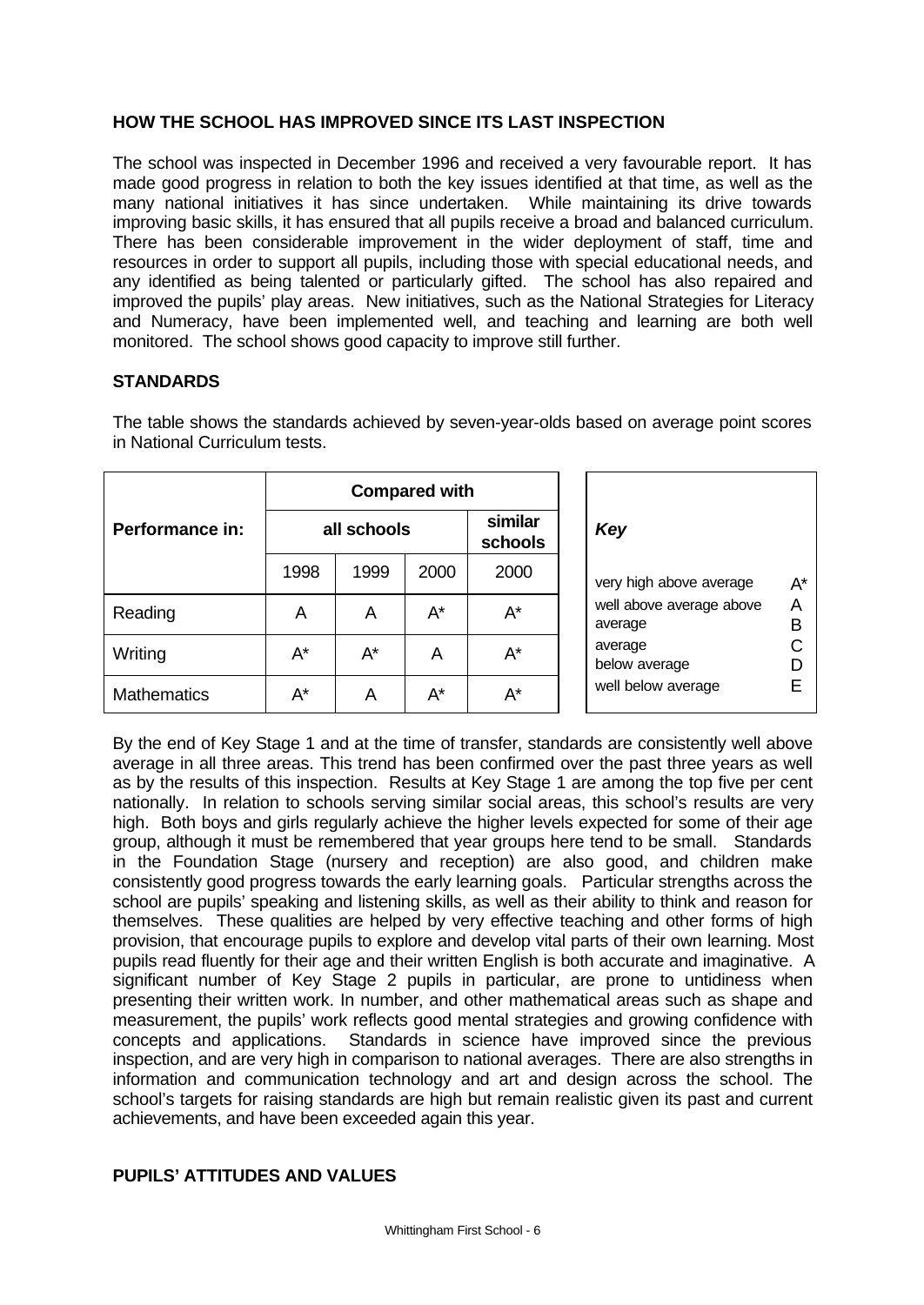## HOW THE SCHOOL HAS IMPROVED SINCE ITS LAST INSPECTION

The school was inspected in December 1996 and received a very favourable report. It has made good progress in relation to both the key issues identified at that time, as well as the many national initiatives it has since undertaken. While maintaining its drive towards improving basic skills, it has ensured that all pupils receive a broad and balanced curriculum. There has been considerable improvement in the wider deployment of staff, time and resources in order to support all pupils, including those with special educational needs, and any identified as being talented or particularly gifted. The school has also repaired and improved the pupils' play areas. New initiatives, such as the National Strategies for Literacy and Numeracy, have been implemented well, and teaching and learning are both well monitored. The school shows good capacity to improve still further.

## STANDARDS

The table shows the standards achieved by seven-year-olds based on average point scores in National Curriculum tests.

| Performance in: | Compared with | | | |
|---|---|---|---|---|
| | all schools | | | similar schools |
| | 1998 | 1999 | 2000 | 2000 |
| Reading | A | A | A* | A* |
| Writing | A* | A* | A | A* |
| Mathematics | A* | A | A* | A* |

| *Key* | |
|---|---|
| very high above average | A* |
| well above average | A |
| above average | B |
| average | C |
| below average | D |
| well below average | E |

By the end of Key Stage 1 and at the time of transfer, standards are consistently well above average in all three areas. This trend has been confirmed over the past three years as well as by the results of this inspection. Results at Key Stage 1 are among the top five per cent nationally. In relation to schools serving similar social areas, this school's results are very high. Both boys and girls regularly achieve the higher levels expected for some of their age group, although it must be remembered that year groups here tend to be small. Standards in the Foundation Stage (nursery and reception) are also good, and children make consistently good progress towards the early learning goals. Particular strengths across the school are pupils' speaking and listening skills, as well as their ability to think and reason for themselves. These qualities are helped by very effective teaching and other forms of high provision, that encourage pupils to explore and develop vital parts of their own learning. Most pupils read fluently for their age and their written English is both accurate and imaginative. A significant number of Key Stage 2 pupils in particular, are prone to untidiness when presenting their written work. In number, and other mathematical areas such as shape and measurement, the pupils' work reflects good mental strategies and growing confidence with concepts and applications. Standards in science have improved since the previous inspection, and are very high in comparison to national averages. There are also strengths in information and communication technology and art and design across the school. The school's targets for raising standards are high but remain realistic given its past and current achievements, and have been exceeded again this year.

## PUPILS' ATTITUDES AND VALUES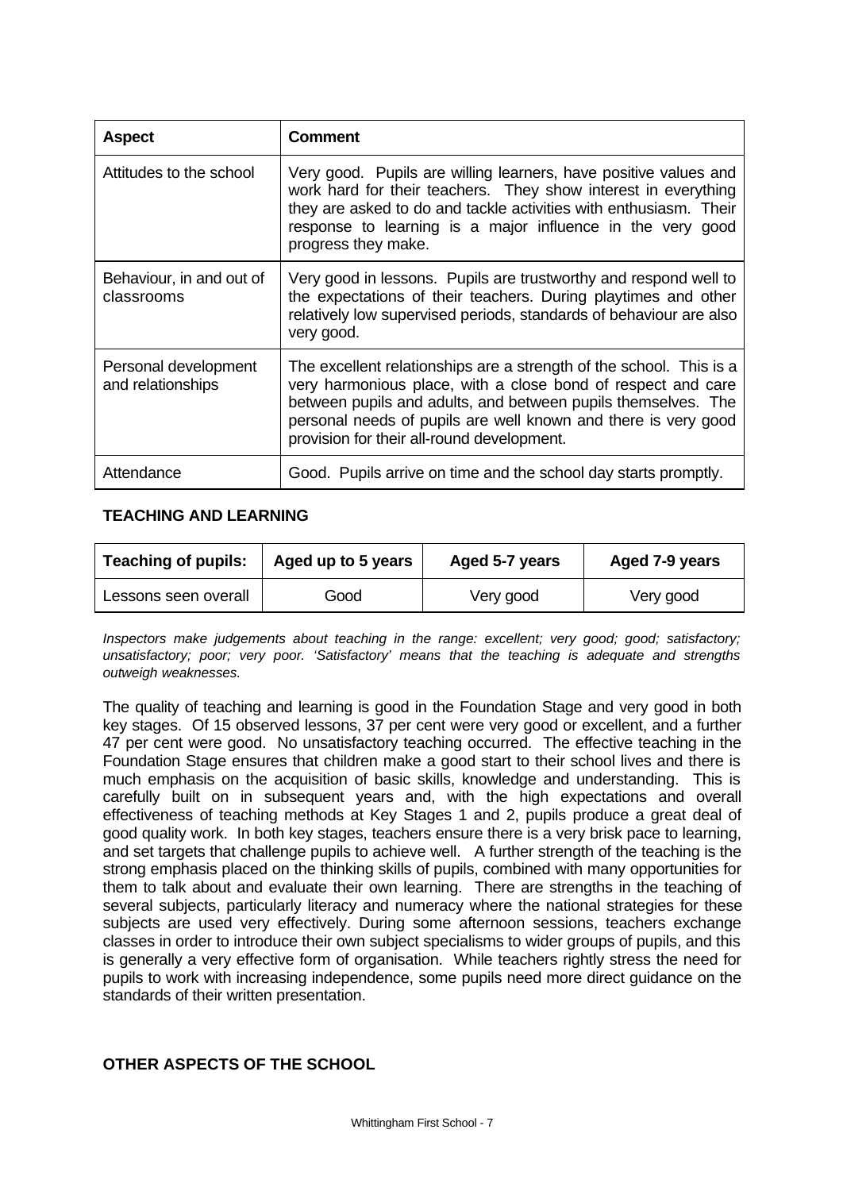| Aspect | Comment |
|---|---|
| Attitudes to the school | Very good. Pupils are willing learners, have positive values and work hard for their teachers. They show interest in everything they are asked to do and tackle activities with enthusiasm. Their response to learning is a major influence in the very good progress they make. |
| Behaviour, in and out of classrooms | Very good in lessons. Pupils are trustworthy and respond well to the expectations of their teachers. During playtimes and other relatively low supervised periods, standards of behaviour are also very good. |
| Personal development and relationships | The excellent relationships are a strength of the school. This is a very harmonious place, with a close bond of respect and care between pupils and adults, and between pupils themselves. The personal needs of pupils are well known and there is very good provision for their all-round development. |
| Attendance | Good. Pupils arrive on time and the school day starts promptly. |

## TEACHING AND LEARNING

| Teaching of pupils: | Aged up to 5 years | Aged 5-7 years | Aged 7-9 years |
|---|---|---|---|
| Lessons seen overall | Good | Very good | Very good |

*Inspectors make judgements about teaching in the range: excellent; very good; good; satisfactory; unsatisfactory; poor; very poor. 'Satisfactory' means that the teaching is adequate and strengths outweigh weaknesses.*

The quality of teaching and learning is good in the Foundation Stage and very good in both key stages. Of 15 observed lessons, 37 per cent were very good or excellent, and a further 47 per cent were good. No unsatisfactory teaching occurred. The effective teaching in the Foundation Stage ensures that children make a good start to their school lives and there is much emphasis on the acquisition of basic skills, knowledge and understanding. This is carefully built on in subsequent years and, with the high expectations and overall effectiveness of teaching methods at Key Stages 1 and 2, pupils produce a great deal of good quality work. In both key stages, teachers ensure there is a very brisk pace to learning, and set targets that challenge pupils to achieve well. A further strength of the teaching is the strong emphasis placed on the thinking skills of pupils, combined with many opportunities for them to talk about and evaluate their own learning. There are strengths in the teaching of several subjects, particularly literacy and numeracy where the national strategies for these subjects are used very effectively. During some afternoon sessions, teachers exchange classes in order to introduce their own subject specialisms to wider groups of pupils, and this is generally a very effective form of organisation. While teachers rightly stress the need for pupils to work with increasing independence, some pupils need more direct guidance on the standards of their written presentation.

## OTHER ASPECTS OF THE SCHOOL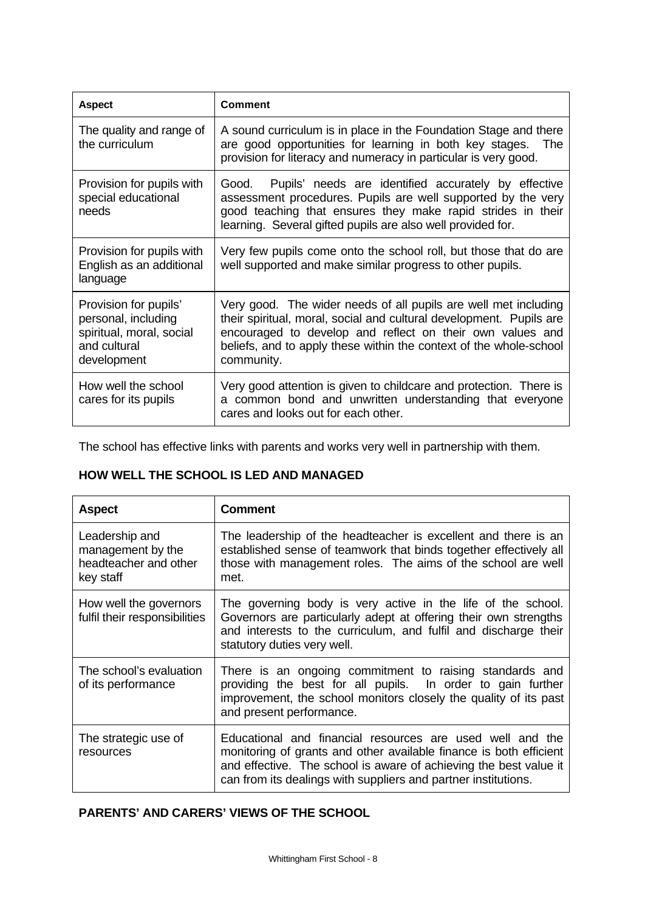| Aspect | Comment |
| --- | --- |
| The quality and range of the curriculum | A sound curriculum is in place in the Foundation Stage and there are good opportunities for learning in both key stages. The provision for literacy and numeracy in particular is very good. |
| Provision for pupils with special educational needs | Good. Pupils' needs are identified accurately by effective assessment procedures. Pupils are well supported by the very good teaching that ensures they make rapid strides in their learning. Several gifted pupils are also well provided for. |
| Provision for pupils with English as an additional language | Very few pupils come onto the school roll, but those that do are well supported and make similar progress to other pupils. |
| Provision for pupils' personal, including spiritual, moral, social and cultural development | Very good. The wider needs of all pupils are well met including their spiritual, moral, social and cultural development. Pupils are encouraged to develop and reflect on their own values and beliefs, and to apply these within the context of the whole-school community. |
| How well the school cares for its pupils | Very good attention is given to childcare and protection. There is a common bond and unwritten understanding that everyone cares and looks out for each other. |

The school has effective links with parents and works very well in partnership with them.

**HOW WELL THE SCHOOL IS LED AND MANAGED**

| Aspect | Comment |
| --- | --- |
| Leadership and management by the headteacher and other key staff | The leadership of the headteacher is excellent and there is an established sense of teamwork that binds together effectively all those with management roles. The aims of the school are well met. |
| How well the governors fulfil their responsibilities | The governing body is very active in the life of the school. Governors are particularly adept at offering their own strengths and interests to the curriculum, and fulfil and discharge their statutory duties very well. |
| The school's evaluation of its performance | There is an ongoing commitment to raising standards and providing the best for all pupils. In order to gain further improvement, the school monitors closely the quality of its past and present performance. |
| The strategic use of resources | Educational and financial resources are used well and the monitoring of grants and other available finance is both efficient and effective. The school is aware of achieving the best value it can from its dealings with suppliers and partner institutions. |

**PARENTS' AND CARERS' VIEWS OF THE SCHOOL**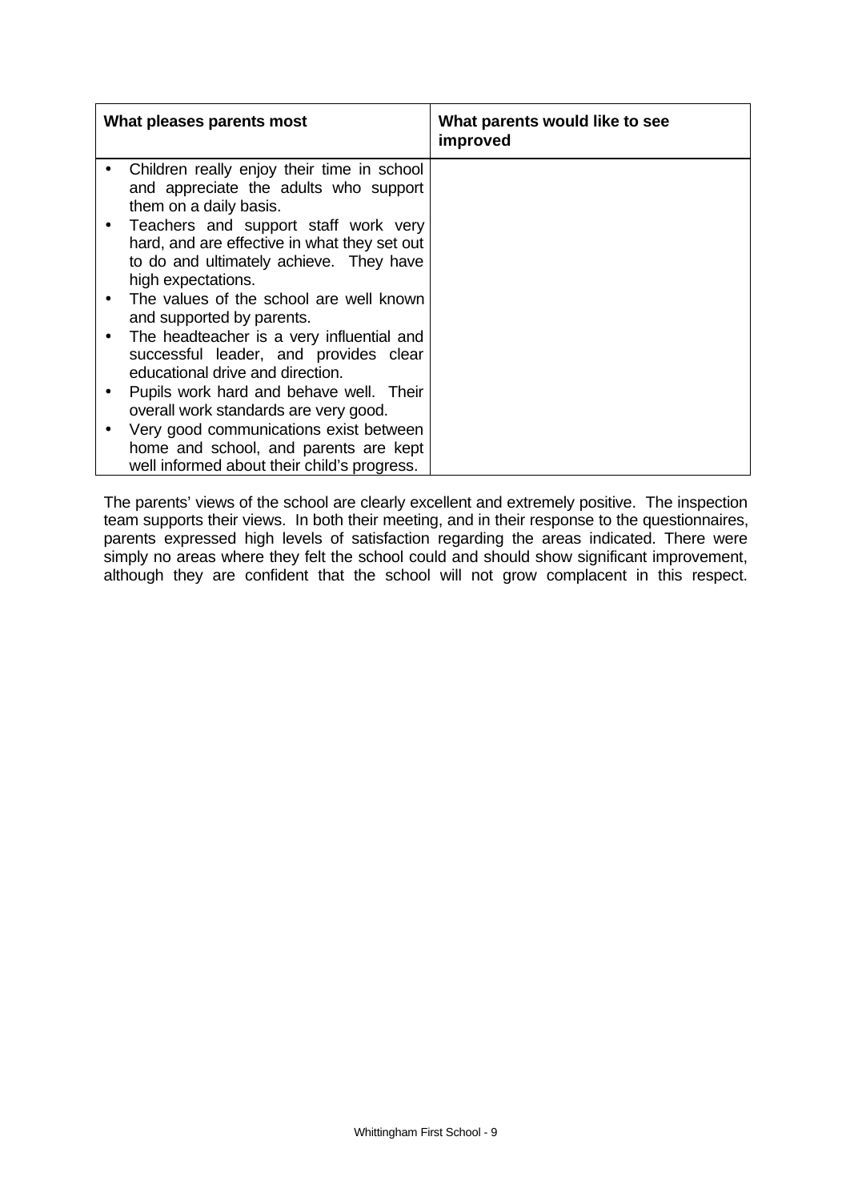| What pleases parents most | What parents would like to see improved |
| --- | --- |
| • Children really enjoy their time in school and appreciate the adults who support them on a daily basis.<br>• Teachers and support staff work very hard, and are effective in what they set out to do and ultimately achieve. They have high expectations.<br>• The values of the school are well known and supported by parents.<br>• The headteacher is a very influential and successful leader, and provides clear educational drive and direction.<br>• Pupils work hard and behave well. Their overall work standards are very good.<br>• Very good communications exist between home and school, and parents are kept well informed about their child's progress. | |

The parents' views of the school are clearly excellent and extremely positive. The inspection team supports their views. In both their meeting, and in their response to the questionnaires, parents expressed high levels of satisfaction regarding the areas indicated. There were simply no areas where they felt the school could and should show significant improvement, although they are confident that the school will not grow complacent in this respect.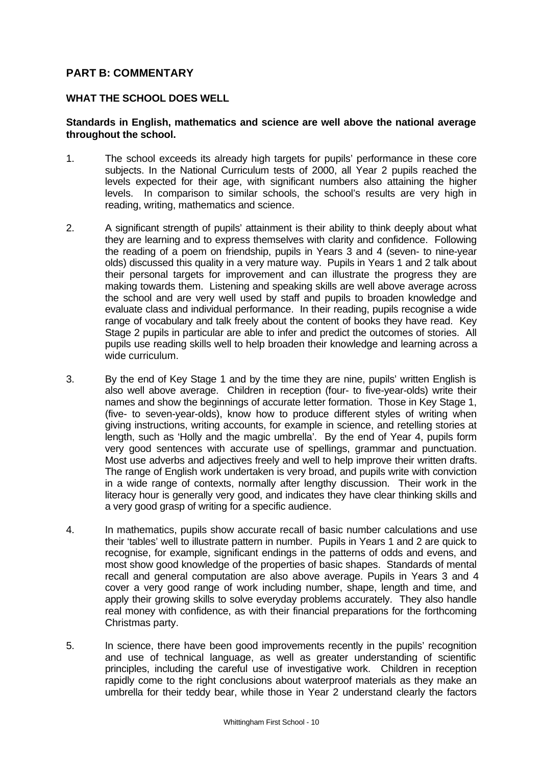## PART B: COMMENTARY

### WHAT THE SCHOOL DOES WELL

**Standards in English, mathematics and science are well above the national average throughout the school.**

1. The school exceeds its already high targets for pupils' performance in these core subjects. In the National Curriculum tests of 2000, all Year 2 pupils reached the levels expected for their age, with significant numbers also attaining the higher levels. In comparison to similar schools, the school's results are very high in reading, writing, mathematics and science.

2. A significant strength of pupils' attainment is their ability to think deeply about what they are learning and to express themselves with clarity and confidence. Following the reading of a poem on friendship, pupils in Years 3 and 4 (seven- to nine-year olds) discussed this quality in a very mature way. Pupils in Years 1 and 2 talk about their personal targets for improvement and can illustrate the progress they are making towards them. Listening and speaking skills are well above average across the school and are very well used by staff and pupils to broaden knowledge and evaluate class and individual performance. In their reading, pupils recognise a wide range of vocabulary and talk freely about the content of books they have read. Key Stage 2 pupils in particular are able to infer and predict the outcomes of stories. All pupils use reading skills well to help broaden their knowledge and learning across a wide curriculum.

3. By the end of Key Stage 1 and by the time they are nine, pupils' written English is also well above average. Children in reception (four- to five-year-olds) write their names and show the beginnings of accurate letter formation. Those in Key Stage 1, (five- to seven-year-olds), know how to produce different styles of writing when giving instructions, writing accounts, for example in science, and retelling stories at length, such as 'Holly and the magic umbrella'. By the end of Year 4, pupils form very good sentences with accurate use of spellings, grammar and punctuation. Most use adverbs and adjectives freely and well to help improve their written drafts. The range of English work undertaken is very broad, and pupils write with conviction in a wide range of contexts, normally after lengthy discussion. Their work in the literacy hour is generally very good, and indicates they have clear thinking skills and a very good grasp of writing for a specific audience.

4. In mathematics, pupils show accurate recall of basic number calculations and use their 'tables' well to illustrate pattern in number. Pupils in Years 1 and 2 are quick to recognise, for example, significant endings in the patterns of odds and evens, and most show good knowledge of the properties of basic shapes. Standards of mental recall and general computation are also above average. Pupils in Years 3 and 4 cover a very good range of work including number, shape, length and time, and apply their growing skills to solve everyday problems accurately. They also handle real money with confidence, as with their financial preparations for the forthcoming Christmas party.

5. In science, there have been good improvements recently in the pupils' recognition and use of technical language, as well as greater understanding of scientific principles, including the careful use of investigative work. Children in reception rapidly come to the right conclusions about waterproof materials as they make an umbrella for their teddy bear, while those in Year 2 understand clearly the factors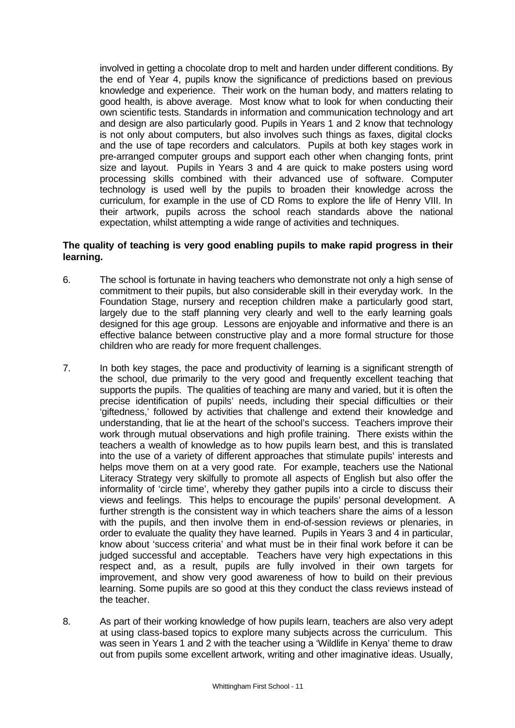involved in getting a chocolate drop to melt and harden under different conditions. By the end of Year 4, pupils know the significance of predictions based on previous knowledge and experience. Their work on the human body, and matters relating to good health, is above average. Most know what to look for when conducting their own scientific tests. Standards in information and communication technology and art and design are also particularly good. Pupils in Years 1 and 2 know that technology is not only about computers, but also involves such things as faxes, digital clocks and the use of tape recorders and calculators. Pupils at both key stages work in pre-arranged computer groups and support each other when changing fonts, print size and layout. Pupils in Years 3 and 4 are quick to make posters using word processing skills combined with their advanced use of software. Computer technology is used well by the pupils to broaden their knowledge across the curriculum, for example in the use of CD Roms to explore the life of Henry VIII. In their artwork, pupils across the school reach standards above the national expectation, whilst attempting a wide range of activities and techniques.

**The quality of teaching is very good enabling pupils to make rapid progress in their learning.**

6. The school is fortunate in having teachers who demonstrate not only a high sense of commitment to their pupils, but also considerable skill in their everyday work. In the Foundation Stage, nursery and reception children make a particularly good start, largely due to the staff planning very clearly and well to the early learning goals designed for this age group. Lessons are enjoyable and informative and there is an effective balance between constructive play and a more formal structure for those children who are ready for more frequent challenges.

7. In both key stages, the pace and productivity of learning is a significant strength of the school, due primarily to the very good and frequently excellent teaching that supports the pupils. The qualities of teaching are many and varied, but it is often the precise identification of pupils' needs, including their special difficulties or their 'giftedness,' followed by activities that challenge and extend their knowledge and understanding, that lie at the heart of the school's success. Teachers improve their work through mutual observations and high profile training. There exists within the teachers a wealth of knowledge as to how pupils learn best, and this is translated into the use of a variety of different approaches that stimulate pupils' interests and helps move them on at a very good rate. For example, teachers use the National Literacy Strategy very skilfully to promote all aspects of English but also offer the informality of 'circle time', whereby they gather pupils into a circle to discuss their views and feelings. This helps to encourage the pupils' personal development. A further strength is the consistent way in which teachers share the aims of a lesson with the pupils, and then involve them in end-of-session reviews or plenaries, in order to evaluate the quality they have learned. Pupils in Years 3 and 4 in particular, know about 'success criteria' and what must be in their final work before it can be judged successful and acceptable. Teachers have very high expectations in this respect and, as a result, pupils are fully involved in their own targets for improvement, and show very good awareness of how to build on their previous learning. Some pupils are so good at this they conduct the class reviews instead of the teacher.

8. As part of their working knowledge of how pupils learn, teachers are also very adept at using class-based topics to explore many subjects across the curriculum. This was seen in Years 1 and 2 with the teacher using a 'Wildlife in Kenya' theme to draw out from pupils some excellent artwork, writing and other imaginative ideas. Usually,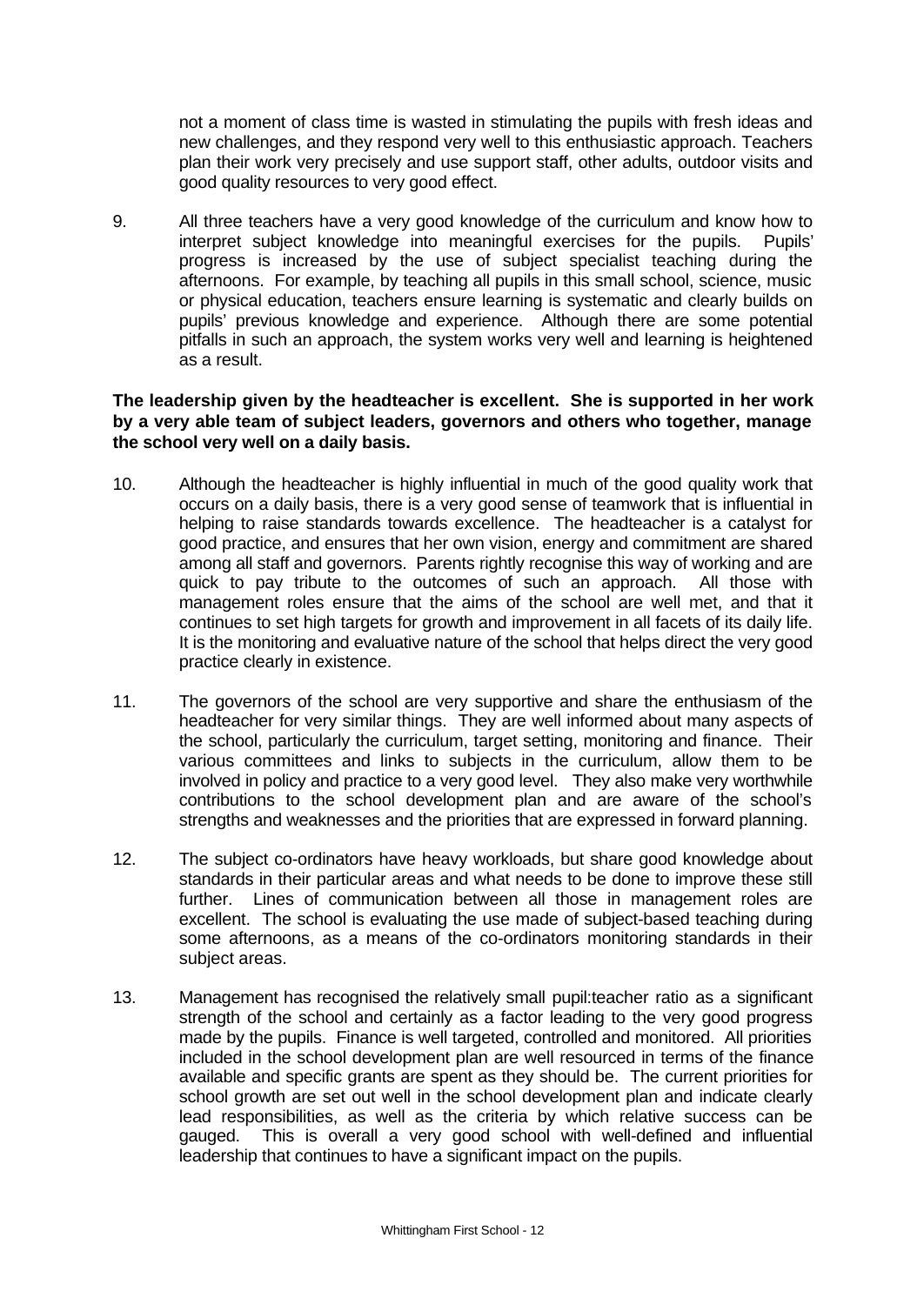not a moment of class time is wasted in stimulating the pupils with fresh ideas and new challenges, and they respond very well to this enthusiastic approach. Teachers plan their work very precisely and use support staff, other adults, outdoor visits and good quality resources to very good effect.

9. All three teachers have a very good knowledge of the curriculum and know how to interpret subject knowledge into meaningful exercises for the pupils. Pupils' progress is increased by the use of subject specialist teaching during the afternoons. For example, by teaching all pupils in this small school, science, music or physical education, teachers ensure learning is systematic and clearly builds on pupils' previous knowledge and experience. Although there are some potential pitfalls in such an approach, the system works very well and learning is heightened as a result.

**The leadership given by the headteacher is excellent. She is supported in her work by a very able team of subject leaders, governors and others who together, manage the school very well on a daily basis.**

10. Although the headteacher is highly influential in much of the good quality work that occurs on a daily basis, there is a very good sense of teamwork that is influential in helping to raise standards towards excellence. The headteacher is a catalyst for good practice, and ensures that her own vision, energy and commitment are shared among all staff and governors. Parents rightly recognise this way of working and are quick to pay tribute to the outcomes of such an approach. All those with management roles ensure that the aims of the school are well met, and that it continues to set high targets for growth and improvement in all facets of its daily life. It is the monitoring and evaluative nature of the school that helps direct the very good practice clearly in existence.

11. The governors of the school are very supportive and share the enthusiasm of the headteacher for very similar things. They are well informed about many aspects of the school, particularly the curriculum, target setting, monitoring and finance. Their various committees and links to subjects in the curriculum, allow them to be involved in policy and practice to a very good level. They also make very worthwhile contributions to the school development plan and are aware of the school's strengths and weaknesses and the priorities that are expressed in forward planning.

12. The subject co-ordinators have heavy workloads, but share good knowledge about standards in their particular areas and what needs to be done to improve these still further. Lines of communication between all those in management roles are excellent. The school is evaluating the use made of subject-based teaching during some afternoons, as a means of the co-ordinators monitoring standards in their subject areas.

13. Management has recognised the relatively small pupil:teacher ratio as a significant strength of the school and certainly as a factor leading to the very good progress made by the pupils. Finance is well targeted, controlled and monitored. All priorities included in the school development plan are well resourced in terms of the finance available and specific grants are spent as they should be. The current priorities for school growth are set out well in the school development plan and indicate clearly lead responsibilities, as well as the criteria by which relative success can be gauged. This is overall a very good school with well-defined and influential leadership that continues to have a significant impact on the pupils.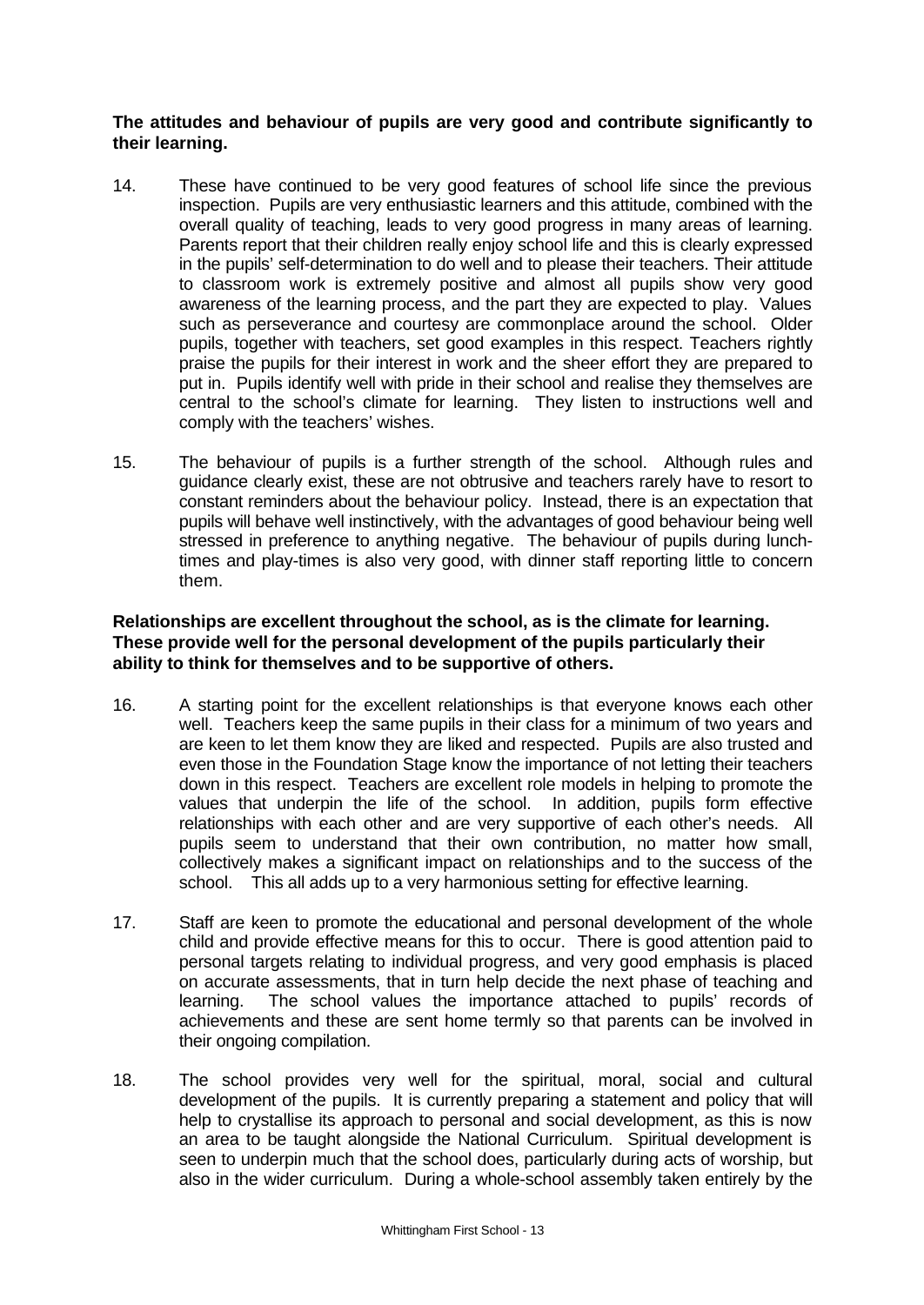**The attitudes and behaviour of pupils are very good and contribute significantly to their learning.**

14. These have continued to be very good features of school life since the previous inspection. Pupils are very enthusiastic learners and this attitude, combined with the overall quality of teaching, leads to very good progress in many areas of learning. Parents report that their children really enjoy school life and this is clearly expressed in the pupils' self-determination to do well and to please their teachers. Their attitude to classroom work is extremely positive and almost all pupils show very good awareness of the learning process, and the part they are expected to play. Values such as perseverance and courtesy are commonplace around the school. Older pupils, together with teachers, set good examples in this respect. Teachers rightly praise the pupils for their interest in work and the sheer effort they are prepared to put in. Pupils identify well with pride in their school and realise they themselves are central to the school's climate for learning. They listen to instructions well and comply with the teachers' wishes.

15. The behaviour of pupils is a further strength of the school. Although rules and guidance clearly exist, these are not obtrusive and teachers rarely have to resort to constant reminders about the behaviour policy. Instead, there is an expectation that pupils will behave well instinctively, with the advantages of good behaviour being well stressed in preference to anything negative. The behaviour of pupils during lunch-times and play-times is also very good, with dinner staff reporting little to concern them.

**Relationships are excellent throughout the school, as is the climate for learning. These provide well for the personal development of the pupils particularly their ability to think for themselves and to be supportive of others.**

16. A starting point for the excellent relationships is that everyone knows each other well. Teachers keep the same pupils in their class for a minimum of two years and are keen to let them know they are liked and respected. Pupils are also trusted and even those in the Foundation Stage know the importance of not letting their teachers down in this respect. Teachers are excellent role models in helping to promote the values that underpin the life of the school. In addition, pupils form effective relationships with each other and are very supportive of each other's needs. All pupils seem to understand that their own contribution, no matter how small, collectively makes a significant impact on relationships and to the success of the school. This all adds up to a very harmonious setting for effective learning.

17. Staff are keen to promote the educational and personal development of the whole child and provide effective means for this to occur. There is good attention paid to personal targets relating to individual progress, and very good emphasis is placed on accurate assessments, that in turn help decide the next phase of teaching and learning. The school values the importance attached to pupils' records of achievements and these are sent home termly so that parents can be involved in their ongoing compilation.

18. The school provides very well for the spiritual, moral, social and cultural development of the pupils. It is currently preparing a statement and policy that will help to crystallise its approach to personal and social development, as this is now an area to be taught alongside the National Curriculum. Spiritual development is seen to underpin much that the school does, particularly during acts of worship, but also in the wider curriculum. During a whole-school assembly taken entirely by the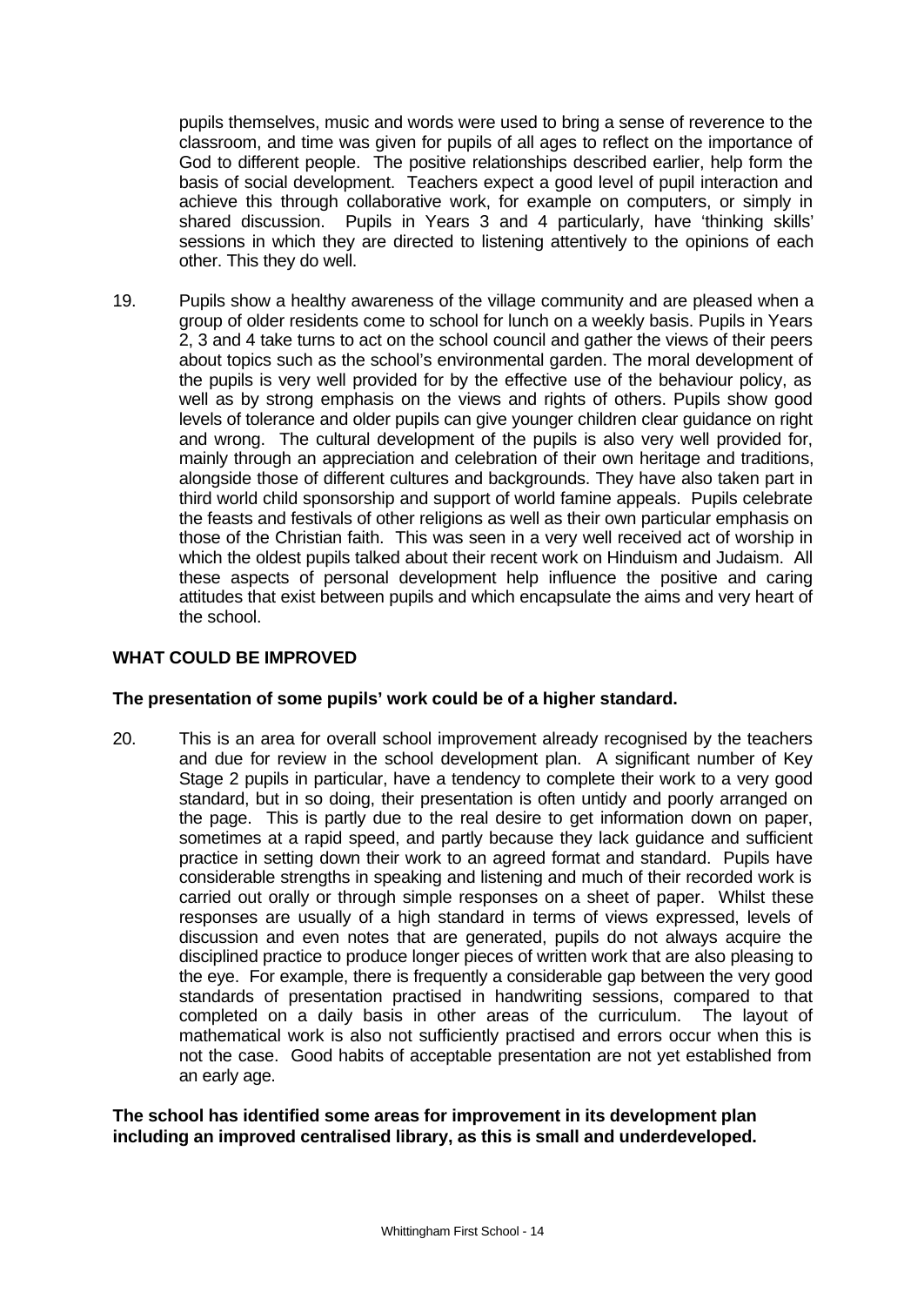pupils themselves, music and words were used to bring a sense of reverence to the classroom, and time was given for pupils of all ages to reflect on the importance of God to different people. The positive relationships described earlier, help form the basis of social development. Teachers expect a good level of pupil interaction and achieve this through collaborative work, for example on computers, or simply in shared discussion. Pupils in Years 3 and 4 particularly, have 'thinking skills' sessions in which they are directed to listening attentively to the opinions of each other. This they do well.

19. Pupils show a healthy awareness of the village community and are pleased when a group of older residents come to school for lunch on a weekly basis. Pupils in Years 2, 3 and 4 take turns to act on the school council and gather the views of their peers about topics such as the school's environmental garden. The moral development of the pupils is very well provided for by the effective use of the behaviour policy, as well as by strong emphasis on the views and rights of others. Pupils show good levels of tolerance and older pupils can give younger children clear guidance on right and wrong. The cultural development of the pupils is also very well provided for, mainly through an appreciation and celebration of their own heritage and traditions, alongside those of different cultures and backgrounds. They have also taken part in third world child sponsorship and support of world famine appeals. Pupils celebrate the feasts and festivals of other religions as well as their own particular emphasis on those of the Christian faith. This was seen in a very well received act of worship in which the oldest pupils talked about their recent work on Hinduism and Judaism. All these aspects of personal development help influence the positive and caring attitudes that exist between pupils and which encapsulate the aims and very heart of the school.

## WHAT COULD BE IMPROVED

**The presentation of some pupils' work could be of a higher standard.**

20. This is an area for overall school improvement already recognised by the teachers and due for review in the school development plan. A significant number of Key Stage 2 pupils in particular, have a tendency to complete their work to a very good standard, but in so doing, their presentation is often untidy and poorly arranged on the page. This is partly due to the real desire to get information down on paper, sometimes at a rapid speed, and partly because they lack guidance and sufficient practice in setting down their work to an agreed format and standard. Pupils have considerable strengths in speaking and listening and much of their recorded work is carried out orally or through simple responses on a sheet of paper. Whilst these responses are usually of a high standard in terms of views expressed, levels of discussion and even notes that are generated, pupils do not always acquire the disciplined practice to produce longer pieces of written work that are also pleasing to the eye. For example, there is frequently a considerable gap between the very good standards of presentation practised in handwriting sessions, compared to that completed on a daily basis in other areas of the curriculum. The layout of mathematical work is also not sufficiently practised and errors occur when this is not the case. Good habits of acceptable presentation are not yet established from an early age.

**The school has identified some areas for improvement in its development plan including an improved centralised library, as this is small and underdeveloped.**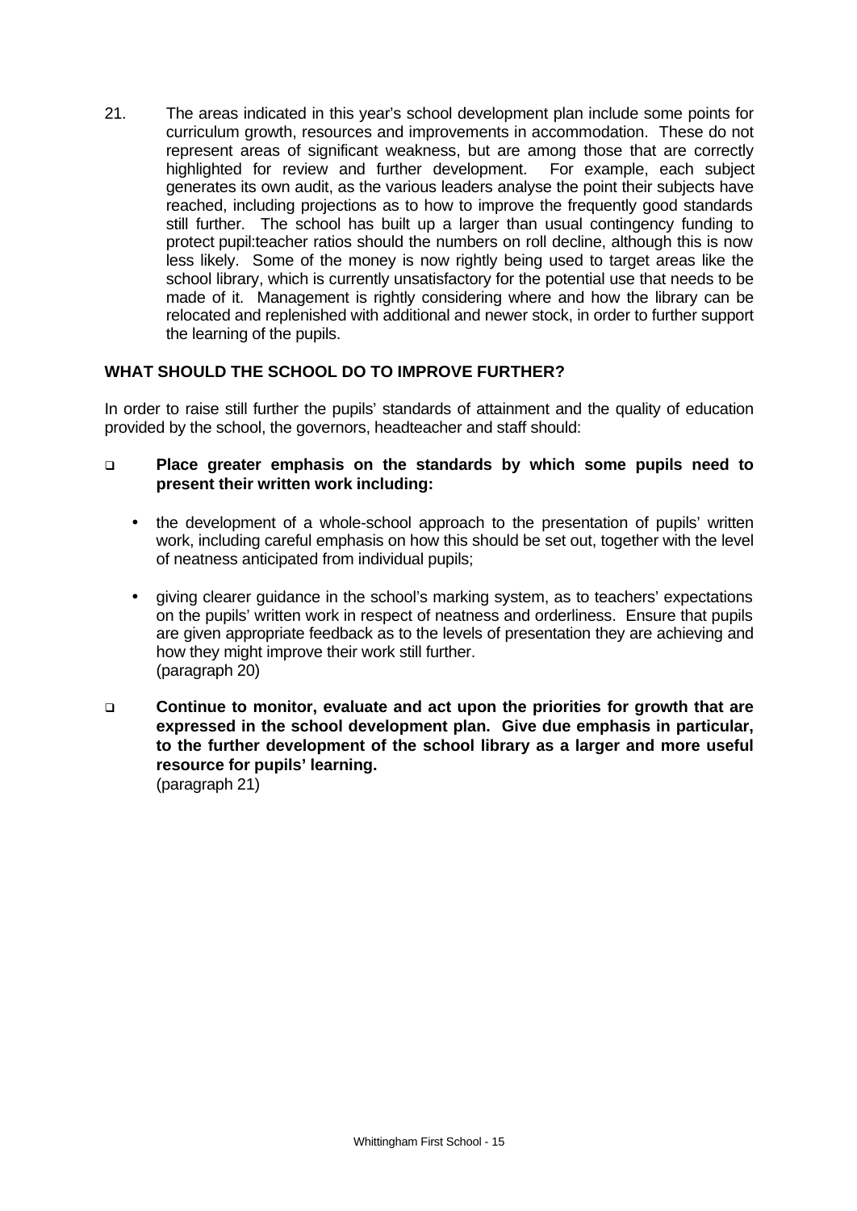21. The areas indicated in this year's school development plan include some points for curriculum growth, resources and improvements in accommodation. These do not represent areas of significant weakness, but are among those that are correctly highlighted for review and further development. For example, each subject generates its own audit, as the various leaders analyse the point their subjects have reached, including projections as to how to improve the frequently good standards still further. The school has built up a larger than usual contingency funding to protect pupil:teacher ratios should the numbers on roll decline, although this is now less likely. Some of the money is now rightly being used to target areas like the school library, which is currently unsatisfactory for the potential use that needs to be made of it. Management is rightly considering where and how the library can be relocated and replenished with additional and newer stock, in order to further support the learning of the pupils.

## WHAT SHOULD THE SCHOOL DO TO IMPROVE FURTHER?

In order to raise still further the pupils' standards of attainment and the quality of education provided by the school, the governors, headteacher and staff should:

- **Place greater emphasis on the standards by which some pupils need to present their written work including:**

  - the development of a whole-school approach to the presentation of pupils' written work, including careful emphasis on how this should be set out, together with the level of neatness anticipated from individual pupils;

  - giving clearer guidance in the school's marking system, as to teachers' expectations on the pupils' written work in respect of neatness and orderliness. Ensure that pupils are given appropriate feedback as to the levels of presentation they are achieving and how they might improve their work still further.
    (paragraph 20)

- **Continue to monitor, evaluate and act upon the priorities for growth that are expressed in the school development plan. Give due emphasis in particular, to the further development of the school library as a larger and more useful resource for pupils' learning.**
  (paragraph 21)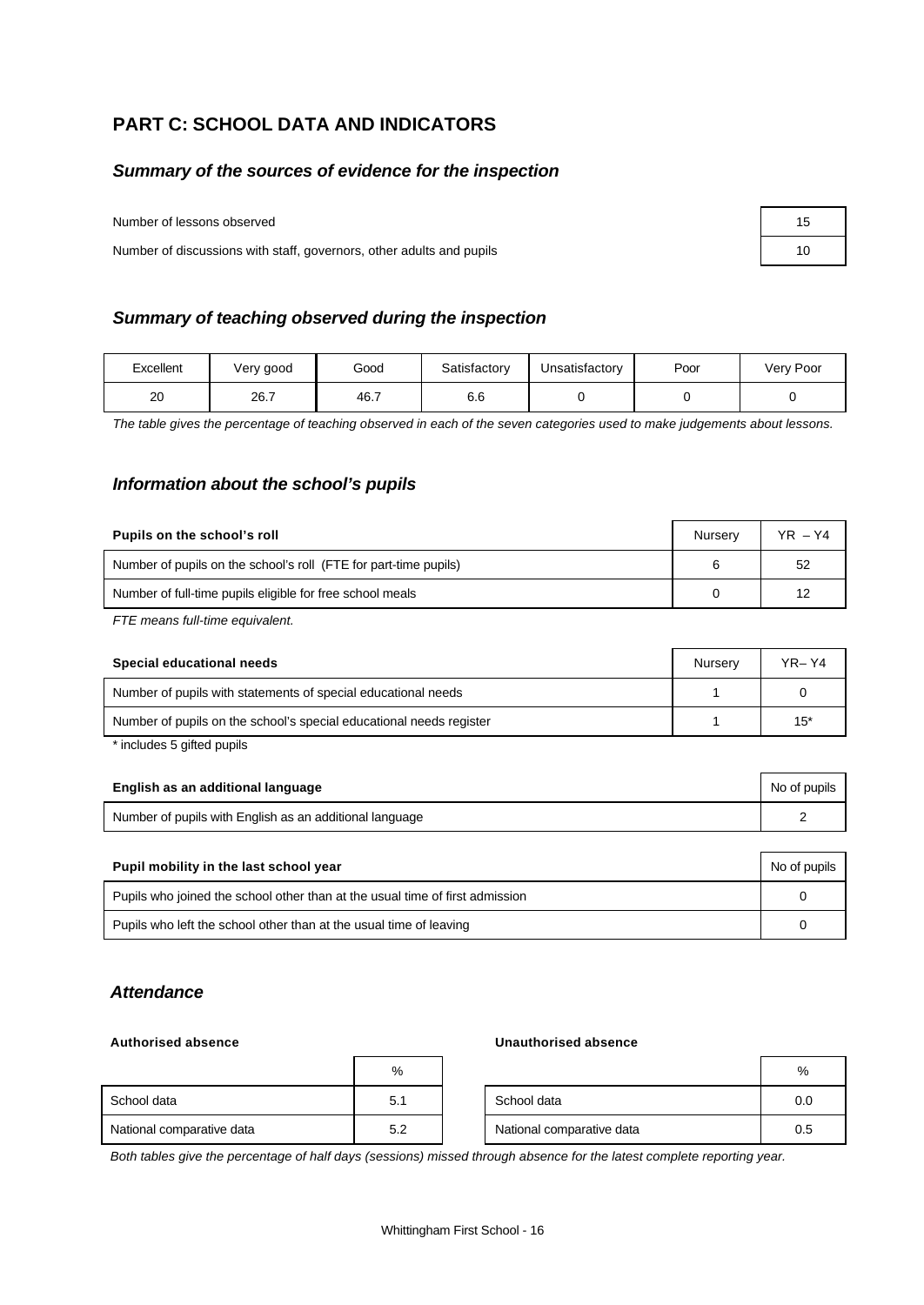## PART C: SCHOOL DATA AND INDICATORS

### *Summary of the sources of evidence for the inspection*

| | |
|---|---|
| Number of lessons observed | 15 |
| Number of discussions with staff, governors, other adults and pupils | 10 |

### *Summary of teaching observed during the inspection*

| Excellent | Very good | Good | Satisfactory | Unsatisfactory | Poor | Very Poor |
|---|---|---|---|---|---|---|
| 20 | 26.7 | 46.7 | 6.6 | 0 | 0 | 0 |

*The table gives the percentage of teaching observed in each of the seven categories used to make judgements about lessons.*

### *Information about the school's pupils*

| **Pupils on the school's roll** | Nursery | YR – Y4 |
|---|---|---|
| Number of pupils on the school's roll (FTE for part-time pupils) | 6 | 52 |
| Number of full-time pupils eligible for free school meals | 0 | 12 |

*FTE means full-time equivalent.*

| **Special educational needs** | Nursery | YR– Y4 |
|---|---|---|
| Number of pupils with statements of special educational needs | 1 | 0 |
| Number of pupils on the school's special educational needs register | 1 | 15* |

* includes 5 gifted pupils

| **English as an additional language** | No of pupils |
|---|---|
| Number of pupils with English as an additional language | 2 |

| **Pupil mobility in the last school year** | No of pupils |
|---|---|
| Pupils who joined the school other than at the usual time of first admission | 0 |
| Pupils who left the school other than at the usual time of leaving | 0 |

### *Attendance*

**Authorised absence**

| | % |
|---|---|
| School data | 5.1 |
| National comparative data | 5.2 |

**Unauthorised absence**

| | % |
|---|---|
| School data | 0.0 |
| National comparative data | 0.5 |

*Both tables give the percentage of half days (sessions) missed through absence for the latest complete reporting year.*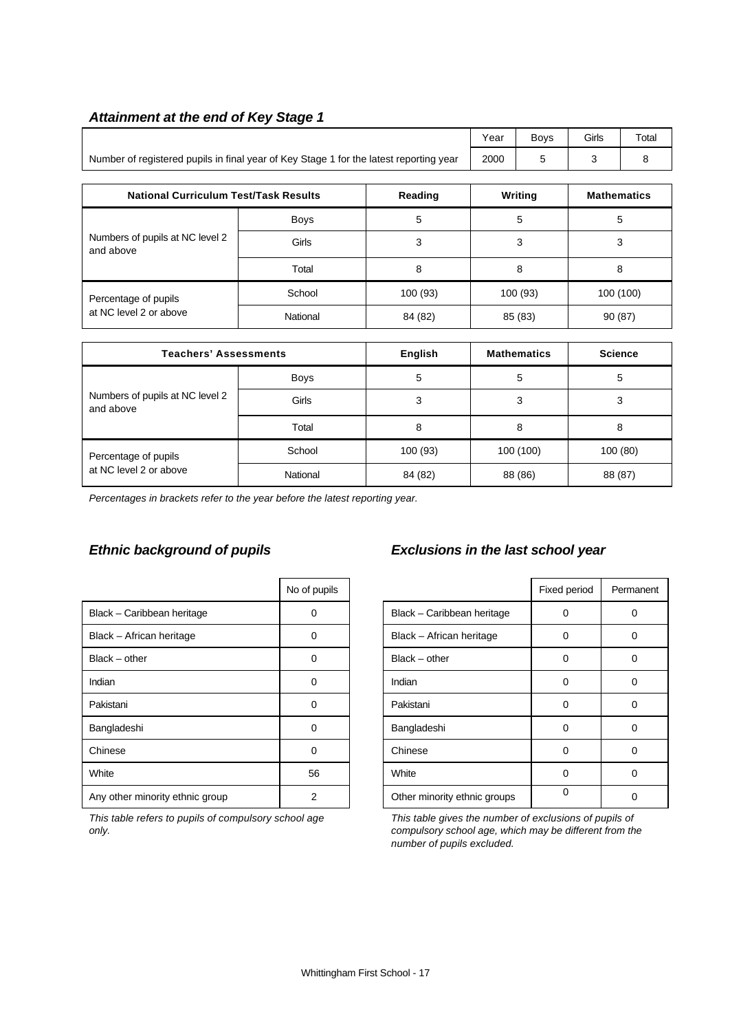### *Attainment at the end of Key Stage 1*

| | Year | Boys | Girls | Total |
|---|---|---|---|---|
| Number of registered pupils in final year of Key Stage 1 for the latest reporting year | 2000 | 5 | 3 | 8 |

| National Curriculum Test/Task Results | | Reading | Writing | Mathematics |
|---|---|---|---|---|
| Numbers of pupils at NC level 2 and above | Boys | 5 | 5 | 5 |
| | Girls | 3 | 3 | 3 |
| | Total | 8 | 8 | 8 |
| Percentage of pupils at NC level 2 or above | School | 100 (93) | 100 (93) | 100 (100) |
| | National | 84 (82) | 85 (83) | 90 (87) |

| Teachers' Assessments | | English | Mathematics | Science |
|---|---|---|---|---|
| Numbers of pupils at NC level 2 and above | Boys | 5 | 5 | 5 |
| | Girls | 3 | 3 | 3 |
| | Total | 8 | 8 | 8 |
| Percentage of pupils at NC level 2 or above | School | 100 (93) | 100 (100) | 100 (80) |
| | National | 84 (82) | 88 (86) | 88 (87) |

*Percentages in brackets refer to the year before the latest reporting year.*

### *Ethnic background of pupils*

| | No of pupils |
|---|---|
| Black – Caribbean heritage | 0 |
| Black – African heritage | 0 |
| Black – other | 0 |
| Indian | 0 |
| Pakistani | 0 |
| Bangladeshi | 0 |
| Chinese | 0 |
| White | 56 |
| Any other minority ethnic group | 2 |

*This table refers to pupils of compulsory school age only.*

### *Exclusions in the last school year*

| | Fixed period | Permanent |
|---|---|---|
| Black – Caribbean heritage | 0 | 0 |
| Black – African heritage | 0 | 0 |
| Black – other | 0 | 0 |
| Indian | 0 | 0 |
| Pakistani | 0 | 0 |
| Bangladeshi | 0 | 0 |
| Chinese | 0 | 0 |
| White | 0 | 0 |
| Other minority ethnic groups | 0 | 0 |

*This table gives the number of exclusions of pupils of compulsory school age, which may be different from the number of pupils excluded.*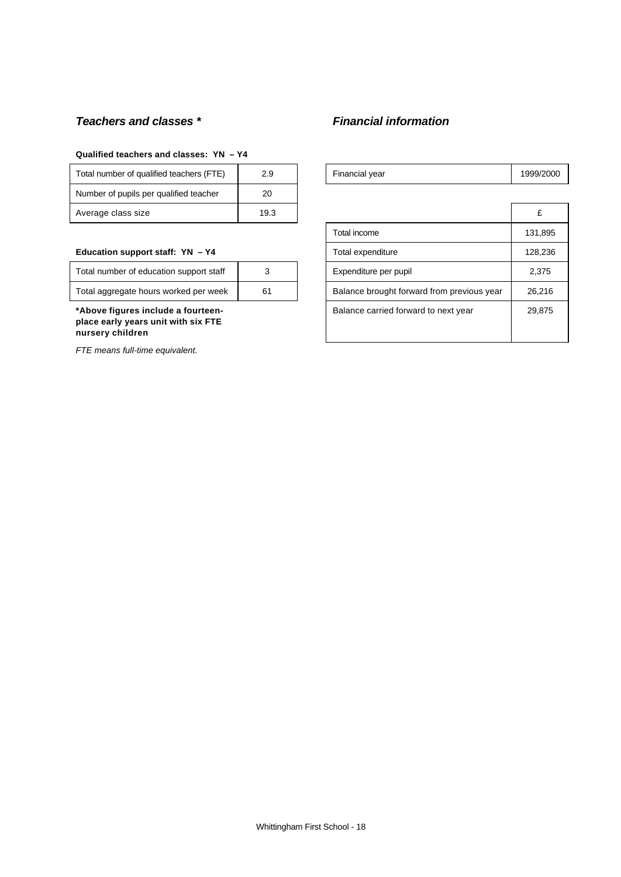### *Teachers and classes \**

**Qualified teachers and classes: YN – Y4**

| | |
|---|---|
| Total number of qualified teachers (FTE) | 2.9 |
| Number of pupils per qualified teacher | 20 |
| Average class size | 19.3 |

**Education support staff: YN – Y4**

| | |
|---|---|
| Total number of education support staff | 3 |
| Total aggregate hours worked per week | 61 |

**\*Above figures include a fourteen-place early years unit with six FTE nursery children**

*FTE means full-time equivalent.*

### *Financial information*

| | |
|---|---|
| Financial year | 1999/2000 |

| | £ |
|---|---|
| Total income | 131,895 |
| Total expenditure | 128,236 |
| Expenditure per pupil | 2,375 |
| Balance brought forward from previous year | 26,216 |
| Balance carried forward to next year | 29,875 |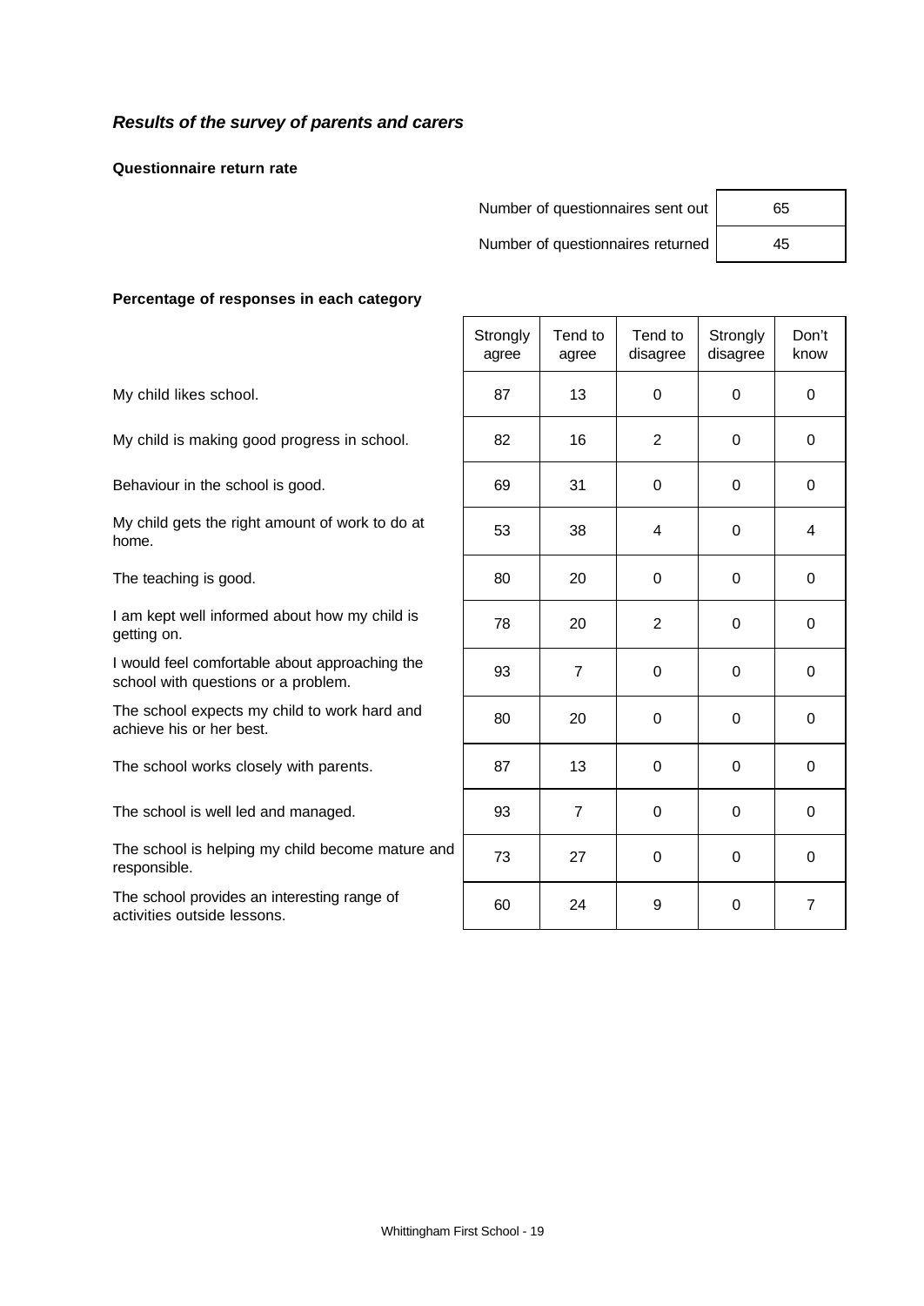## *Results of the survey of parents and carers*

**Questionnaire return rate**

| | |
|---|---|
| Number of questionnaires sent out | 65 |
| Number of questionnaires returned | 45 |

**Percentage of responses in each category**

| | Strongly agree | Tend to agree | Tend to disagree | Strongly disagree | Don't know |
|---|---|---|---|---|---|
| My child likes school. | 87 | 13 | 0 | 0 | 0 |
| My child is making good progress in school. | 82 | 16 | 2 | 0 | 0 |
| Behaviour in the school is good. | 69 | 31 | 0 | 0 | 0 |
| My child gets the right amount of work to do at home. | 53 | 38 | 4 | 0 | 4 |
| The teaching is good. | 80 | 20 | 0 | 0 | 0 |
| I am kept well informed about how my child is getting on. | 78 | 20 | 2 | 0 | 0 |
| I would feel comfortable about approaching the school with questions or a problem. | 93 | 7 | 0 | 0 | 0 |
| The school expects my child to work hard and achieve his or her best. | 80 | 20 | 0 | 0 | 0 |
| The school works closely with parents. | 87 | 13 | 0 | 0 | 0 |
| The school is well led and managed. | 93 | 7 | 0 | 0 | 0 |
| The school is helping my child become mature and responsible. | 73 | 27 | 0 | 0 | 0 |
| The school provides an interesting range of activities outside lessons. | 60 | 24 | 9 | 0 | 7 |